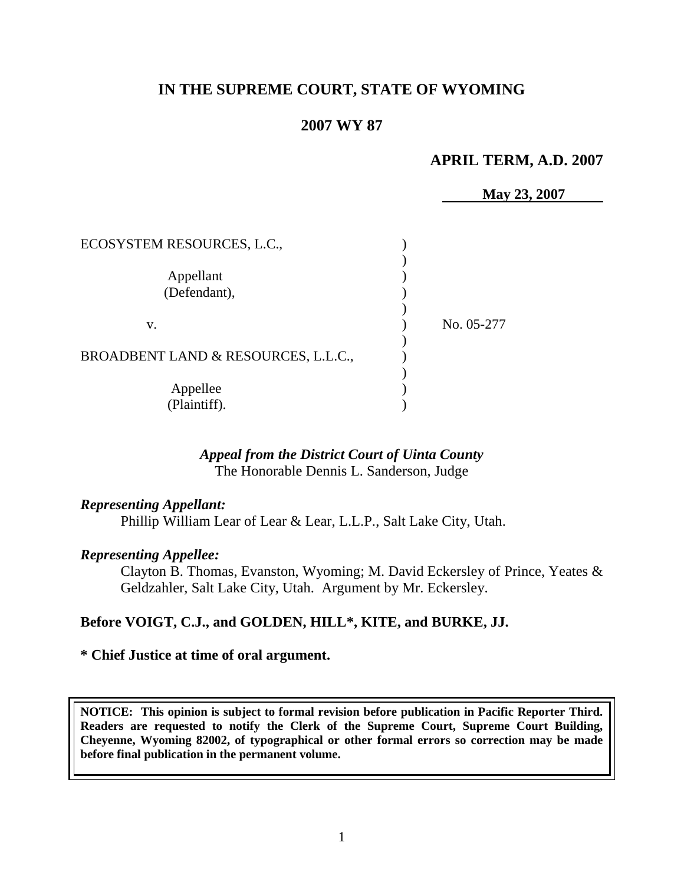# IN THE SUPREME COURT, STATE OF WYOMING

## 2007 WY 87

**APRIL TERM, A.D. 2007**

**May 23, 2007**

ECOSYSTEM RESOURCES, L.C.,

Appellant
(Defendant),

v.

BROADBENT LAND & RESOURCES, L.L.C.,

Appellee
(Plaintiff).

No. 05-277

***Appeal from the District Court of Uinta County***
The Honorable Dennis L. Sanderson, Judge

***Representing Appellant:***

Phillip William Lear of Lear & Lear, L.L.P., Salt Lake City, Utah.

***Representing Appellee:***

Clayton B. Thomas, Evanston, Wyoming; M. David Eckersley of Prince, Yeates & Geldzahler, Salt Lake City, Utah. Argument by Mr. Eckersley.

**Before VOIGT, C.J., and GOLDEN, HILL\*, KITE, and BURKE, JJ.**

**\* Chief Justice at time of oral argument.**

**NOTICE: This opinion is subject to formal revision before publication in Pacific Reporter Third. Readers are requested to notify the Clerk of the Supreme Court, Supreme Court Building, Cheyenne, Wyoming 82002, of typographical or other formal errors so correction may be made before final publication in the permanent volume.**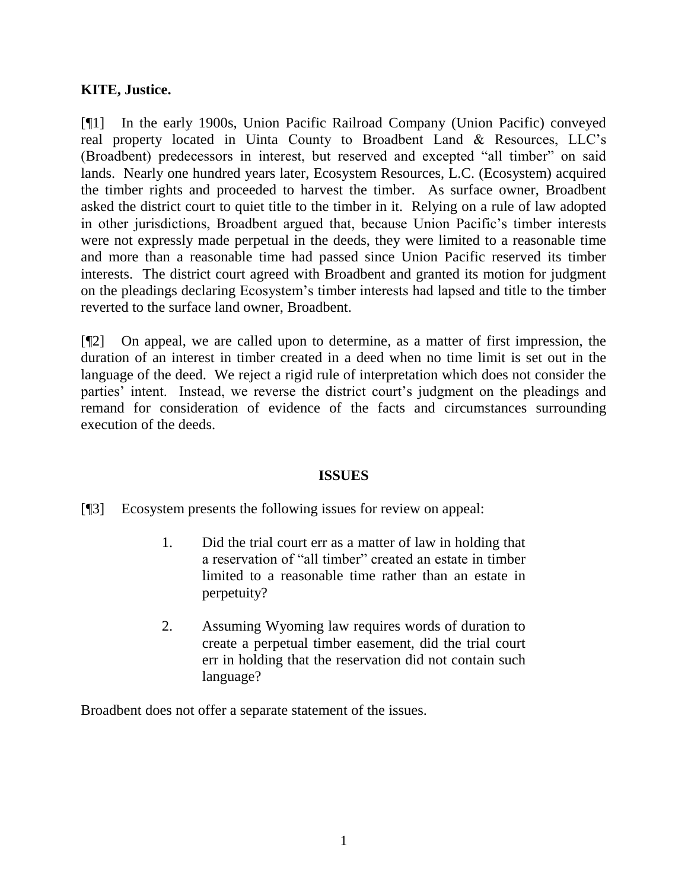**KITE, Justice.**

[¶1] In the early 1900s, Union Pacific Railroad Company (Union Pacific) conveyed real property located in Uinta County to Broadbent Land & Resources, LLC's (Broadbent) predecessors in interest, but reserved and excepted "all timber" on said lands. Nearly one hundred years later, Ecosystem Resources, L.C. (Ecosystem) acquired the timber rights and proceeded to harvest the timber. As surface owner, Broadbent asked the district court to quiet title to the timber in it. Relying on a rule of law adopted in other jurisdictions, Broadbent argued that, because Union Pacific's timber interests were not expressly made perpetual in the deeds, they were limited to a reasonable time and more than a reasonable time had passed since Union Pacific reserved its timber interests. The district court agreed with Broadbent and granted its motion for judgment on the pleadings declaring Ecosystem's timber interests had lapsed and title to the timber reverted to the surface land owner, Broadbent.

[¶2] On appeal, we are called upon to determine, as a matter of first impression, the duration of an interest in timber created in a deed when no time limit is set out in the language of the deed. We reject a rigid rule of interpretation which does not consider the parties' intent. Instead, we reverse the district court's judgment on the pleadings and remand for consideration of evidence of the facts and circumstances surrounding execution of the deeds.

## ISSUES

[¶3] Ecosystem presents the following issues for review on appeal:

1. Did the trial court err as a matter of law in holding that a reservation of "all timber" created an estate in timber limited to a reasonable time rather than an estate in perpetuity?

2. Assuming Wyoming law requires words of duration to create a perpetual timber easement, did the trial court err in holding that the reservation did not contain such language?

Broadbent does not offer a separate statement of the issues.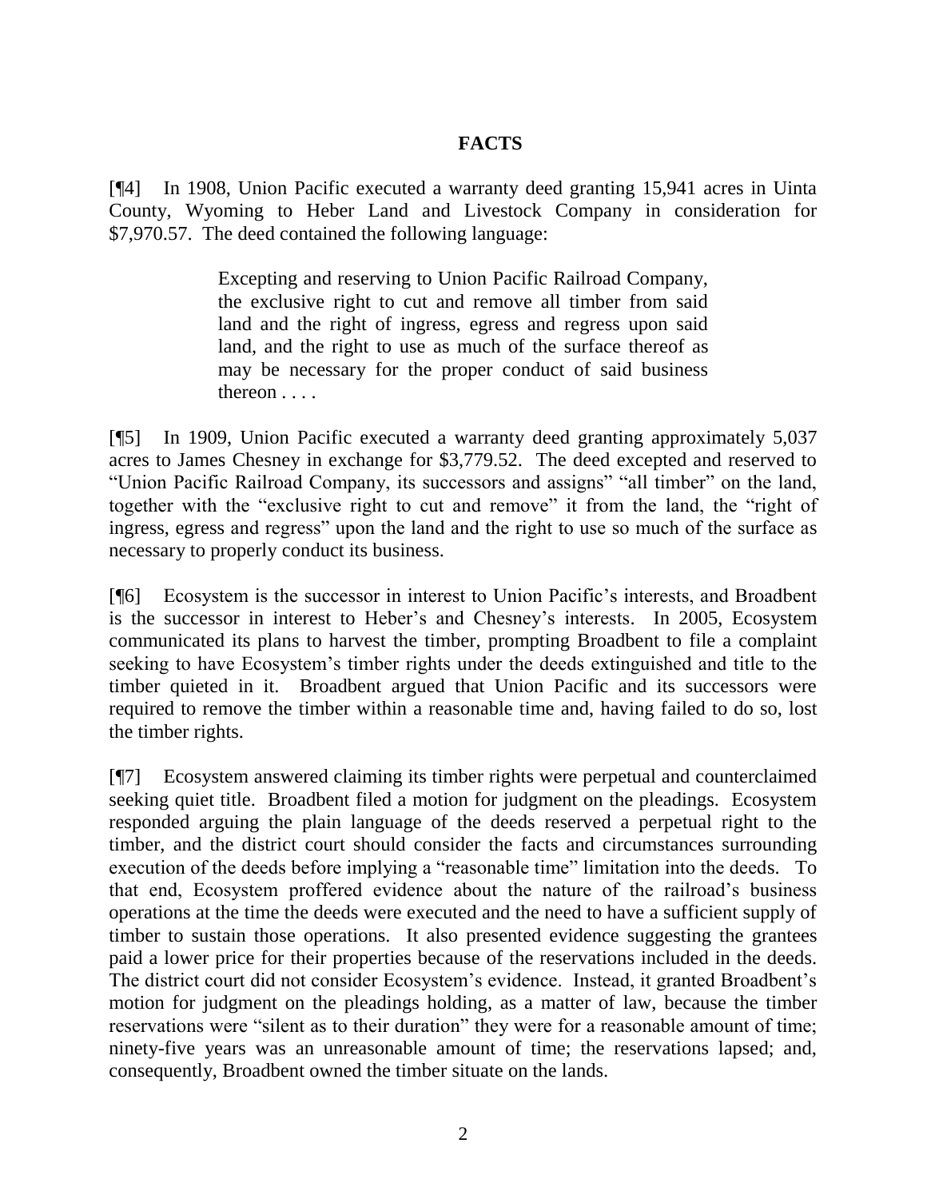## FACTS

[¶4] In 1908, Union Pacific executed a warranty deed granting 15,941 acres in Uinta County, Wyoming to Heber Land and Livestock Company in consideration for $7,970.57. The deed contained the following language:

> Excepting and reserving to Union Pacific Railroad Company, the exclusive right to cut and remove all timber from said land and the right of ingress, egress and regress upon said land, and the right to use as much of the surface thereof as may be necessary for the proper conduct of said business thereon . . . .

[¶5] In 1909, Union Pacific executed a warranty deed granting approximately 5,037 acres to James Chesney in exchange for $3,779.52. The deed excepted and reserved to "Union Pacific Railroad Company, its successors and assigns" "all timber" on the land, together with the "exclusive right to cut and remove" it from the land, the "right of ingress, egress and regress" upon the land and the right to use so much of the surface as necessary to properly conduct its business.

[¶6] Ecosystem is the successor in interest to Union Pacific's interests, and Broadbent is the successor in interest to Heber's and Chesney's interests. In 2005, Ecosystem communicated its plans to harvest the timber, prompting Broadbent to file a complaint seeking to have Ecosystem's timber rights under the deeds extinguished and title to the timber quieted in it. Broadbent argued that Union Pacific and its successors were required to remove the timber within a reasonable time and, having failed to do so, lost the timber rights.

[¶7] Ecosystem answered claiming its timber rights were perpetual and counterclaimed seeking quiet title. Broadbent filed a motion for judgment on the pleadings. Ecosystem responded arguing the plain language of the deeds reserved a perpetual right to the timber, and the district court should consider the facts and circumstances surrounding execution of the deeds before implying a "reasonable time" limitation into the deeds. To that end, Ecosystem proffered evidence about the nature of the railroad's business operations at the time the deeds were executed and the need to have a sufficient supply of timber to sustain those operations. It also presented evidence suggesting the grantees paid a lower price for their properties because of the reservations included in the deeds. The district court did not consider Ecosystem's evidence. Instead, it granted Broadbent's motion for judgment on the pleadings holding, as a matter of law, because the timber reservations were "silent as to their duration" they were for a reasonable amount of time; ninety-five years was an unreasonable amount of time; the reservations lapsed; and, consequently, Broadbent owned the timber situate on the lands.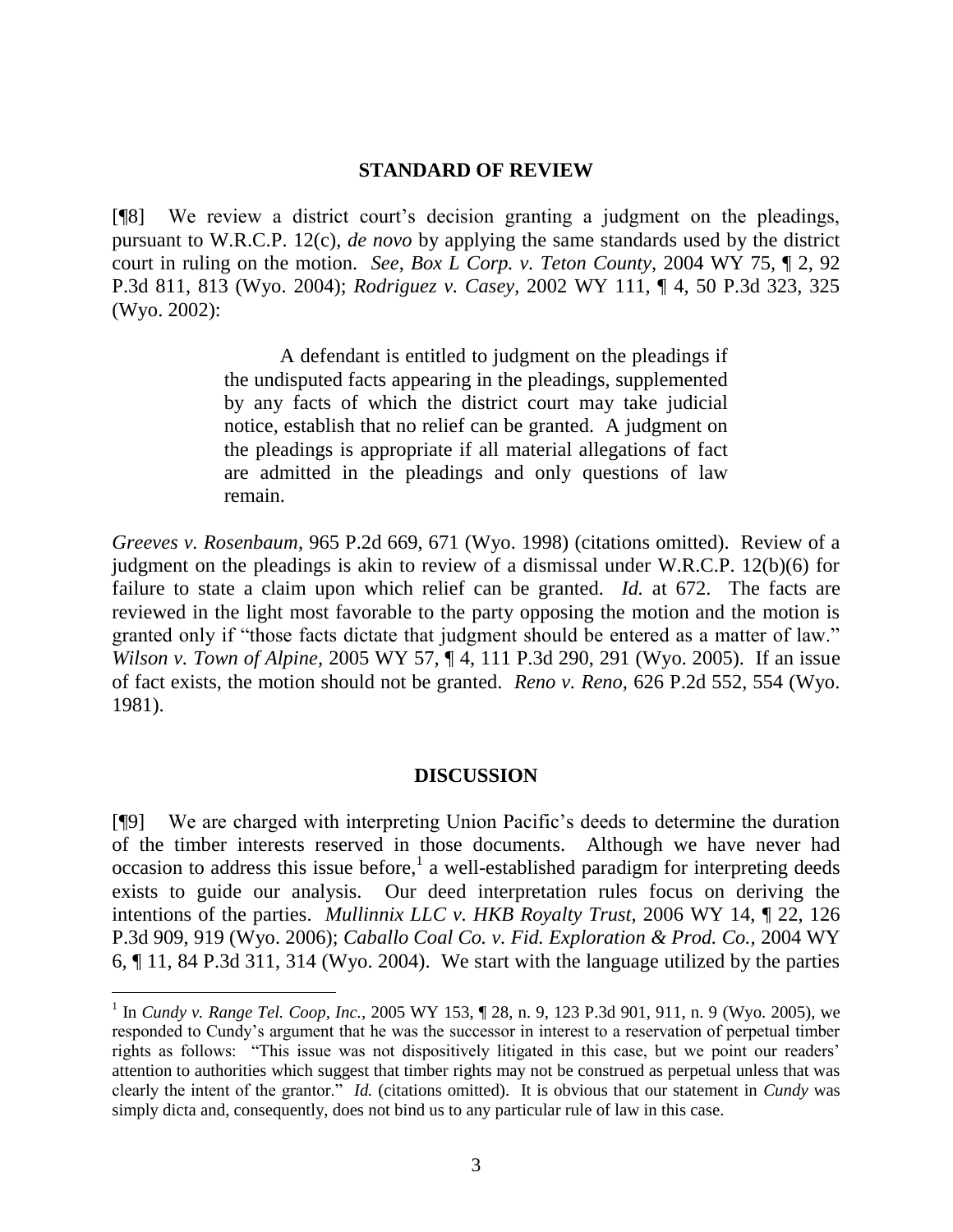## STANDARD OF REVIEW

[¶8] We review a district court's decision granting a judgment on the pleadings, pursuant to W.R.C.P. 12(c), *de novo* by applying the same standards used by the district court in ruling on the motion. *See*, *Box L Corp. v. Teton County*, 2004 WY 75, ¶ 2, 92 P.3d 811, 813 (Wyo. 2004); *Rodriguez v. Casey*, 2002 WY 111, ¶ 4, 50 P.3d 323, 325 (Wyo. 2002):

> A defendant is entitled to judgment on the pleadings if the undisputed facts appearing in the pleadings, supplemented by any facts of which the district court may take judicial notice, establish that no relief can be granted. A judgment on the pleadings is appropriate if all material allegations of fact are admitted in the pleadings and only questions of law remain.

*Greeves v. Rosenbaum*, 965 P.2d 669, 671 (Wyo. 1998) (citations omitted). Review of a judgment on the pleadings is akin to review of a dismissal under W.R.C.P. 12(b)(6) for failure to state a claim upon which relief can be granted. *Id.* at 672. The facts are reviewed in the light most favorable to the party opposing the motion and the motion is granted only if "those facts dictate that judgment should be entered as a matter of law." *Wilson v. Town of Alpine*, 2005 WY 57, ¶ 4, 111 P.3d 290, 291 (Wyo. 2005). If an issue of fact exists, the motion should not be granted. *Reno v. Reno*, 626 P.2d 552, 554 (Wyo. 1981).

## DISCUSSION

[¶9] We are charged with interpreting Union Pacific's deeds to determine the duration of the timber interests reserved in those documents. Although we have never had occasion to address this issue before,[1] a well-established paradigm for interpreting deeds exists to guide our analysis. Our deed interpretation rules focus on deriving the intentions of the parties. *Mullinnix LLC v. HKB Royalty Trust*, 2006 WY 14, ¶ 22, 126 P.3d 909, 919 (Wyo. 2006); *Caballo Coal Co. v. Fid. Exploration & Prod. Co.*, 2004 WY 6, ¶ 11, 84 P.3d 311, 314 (Wyo. 2004). We start with the language utilized by the parties

---

[1] In *Cundy v. Range Tel. Coop, Inc.*, 2005 WY 153, ¶ 28, n. 9, 123 P.3d 901, 911, n. 9 (Wyo. 2005), we responded to Cundy's argument that he was the successor in interest to a reservation of perpetual timber rights as follows: "This issue was not dispositively litigated in this case, but we point our readers' attention to authorities which suggest that timber rights may not be construed as perpetual unless that was clearly the intent of the grantor." *Id.* (citations omitted). It is obvious that our statement in *Cundy* was simply dicta and, consequently, does not bind us to any particular rule of law in this case.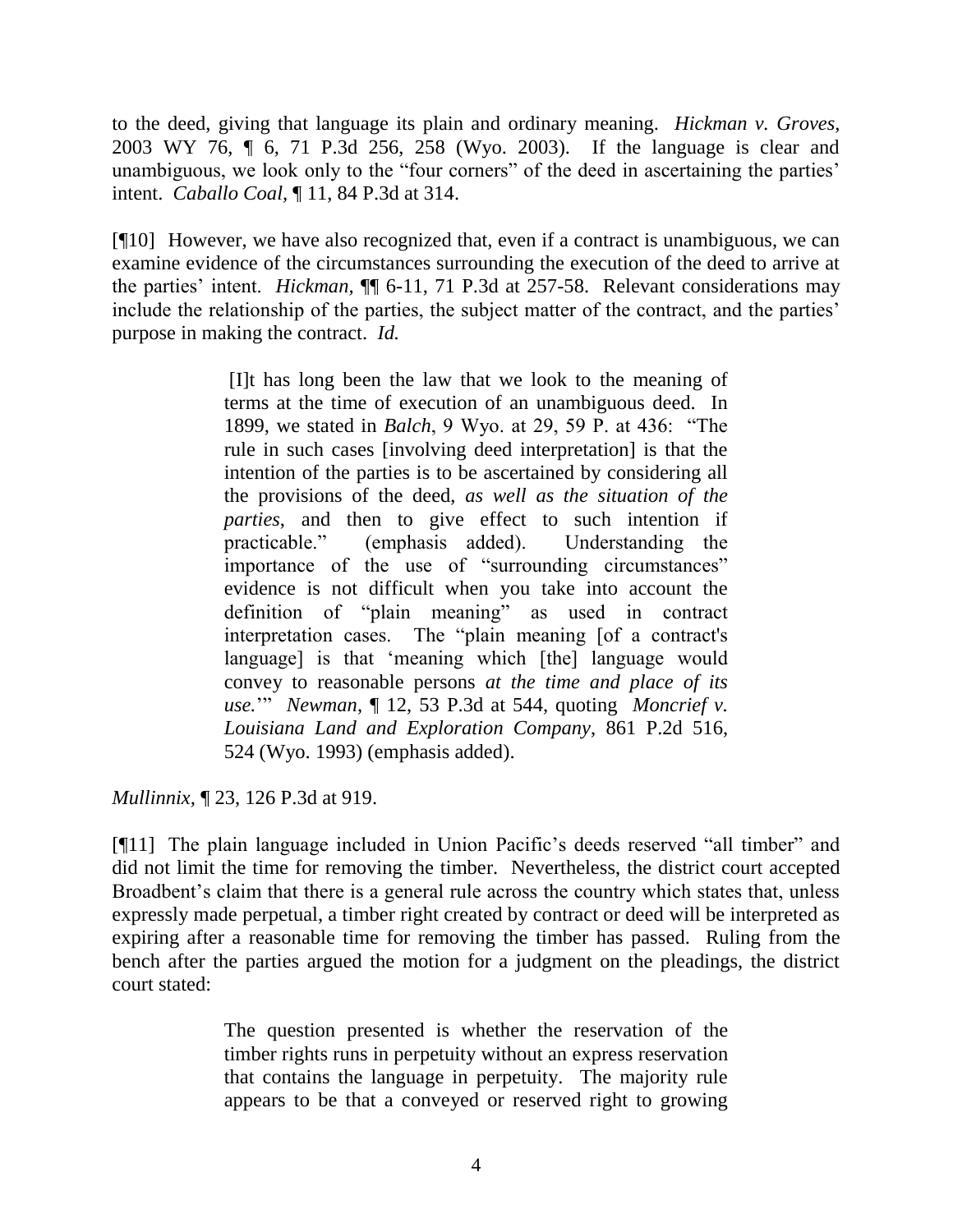to the deed, giving that language its plain and ordinary meaning. *Hickman v. Groves*, 2003 WY 76, ¶ 6, 71 P.3d 256, 258 (Wyo. 2003). If the language is clear and unambiguous, we look only to the "four corners" of the deed in ascertaining the parties' intent. *Caballo Coal*, ¶ 11, 84 P.3d at 314.

[¶10] However, we have also recognized that, even if a contract is unambiguous, we can examine evidence of the circumstances surrounding the execution of the deed to arrive at the parties' intent. *Hickman*, ¶¶ 6-11, 71 P.3d at 257-58. Relevant considerations may include the relationship of the parties, the subject matter of the contract, and the parties' purpose in making the contract. *Id.*

> [I]t has long been the law that we look to the meaning of terms at the time of execution of an unambiguous deed. In 1899, we stated in *Balch*, 9 Wyo. at 29, 59 P. at 436: "The rule in such cases [involving deed interpretation] is that the intention of the parties is to be ascertained by considering all the provisions of the deed, *as well as the situation of the parties*, and then to give effect to such intention if practicable." (emphasis added). Understanding the importance of the use of "surrounding circumstances" evidence is not difficult when you take into account the definition of "plain meaning" as used in contract interpretation cases. The "plain meaning [of a contract's language] is that 'meaning which [the] language would convey to reasonable persons *at the time and place of its use.*'" *Newman*, ¶ 12, 53 P.3d at 544, quoting *Moncrief v. Louisiana Land and Exploration Company*, 861 P.2d 516, 524 (Wyo. 1993) (emphasis added).

*Mullinnix*, ¶ 23, 126 P.3d at 919.

[¶11] The plain language included in Union Pacific's deeds reserved "all timber" and did not limit the time for removing the timber. Nevertheless, the district court accepted Broadbent's claim that there is a general rule across the country which states that, unless expressly made perpetual, a timber right created by contract or deed will be interpreted as expiring after a reasonable time for removing the timber has passed. Ruling from the bench after the parties argued the motion for a judgment on the pleadings, the district court stated:

> The question presented is whether the reservation of the timber rights runs in perpetuity without an express reservation that contains the language in perpetuity. The majority rule appears to be that a conveyed or reserved right to growing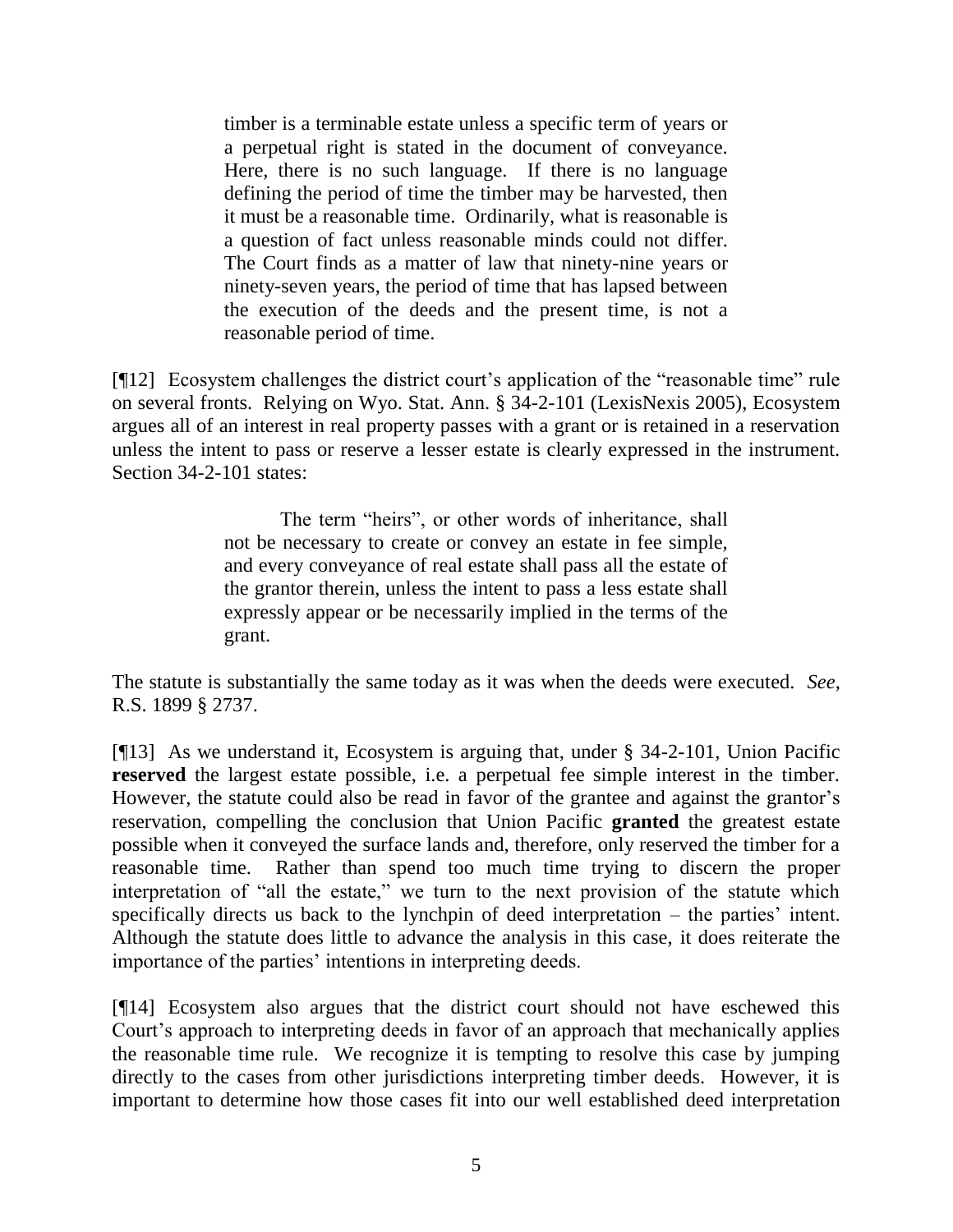> timber is a terminable estate unless a specific term of years or a perpetual right is stated in the document of conveyance. Here, there is no such language. If there is no language defining the period of time the timber may be harvested, then it must be a reasonable time. Ordinarily, what is reasonable is a question of fact unless reasonable minds could not differ. The Court finds as a matter of law that ninety-nine years or ninety-seven years, the period of time that has lapsed between the execution of the deeds and the present time, is not a reasonable period of time.

[¶12] Ecosystem challenges the district court's application of the "reasonable time" rule on several fronts. Relying on Wyo. Stat. Ann. § 34-2-101 (LexisNexis 2005), Ecosystem argues all of an interest in real property passes with a grant or is retained in a reservation unless the intent to pass or reserve a lesser estate is clearly expressed in the instrument. Section 34-2-101 states:

> The term "heirs", or other words of inheritance, shall not be necessary to create or convey an estate in fee simple, and every conveyance of real estate shall pass all the estate of the grantor therein, unless the intent to pass a less estate shall expressly appear or be necessarily implied in the terms of the grant.

The statute is substantially the same today as it was when the deeds were executed. *See*, R.S. 1899 § 2737.

[¶13] As we understand it, Ecosystem is arguing that, under § 34-2-101, Union Pacific **reserved** the largest estate possible, i.e. a perpetual fee simple interest in the timber. However, the statute could also be read in favor of the grantee and against the grantor's reservation, compelling the conclusion that Union Pacific **granted** the greatest estate possible when it conveyed the surface lands and, therefore, only reserved the timber for a reasonable time. Rather than spend too much time trying to discern the proper interpretation of "all the estate," we turn to the next provision of the statute which specifically directs us back to the lynchpin of deed interpretation – the parties' intent. Although the statute does little to advance the analysis in this case, it does reiterate the importance of the parties' intentions in interpreting deeds.

[¶14] Ecosystem also argues that the district court should not have eschewed this Court's approach to interpreting deeds in favor of an approach that mechanically applies the reasonable time rule. We recognize it is tempting to resolve this case by jumping directly to the cases from other jurisdictions interpreting timber deeds. However, it is important to determine how those cases fit into our well established deed interpretation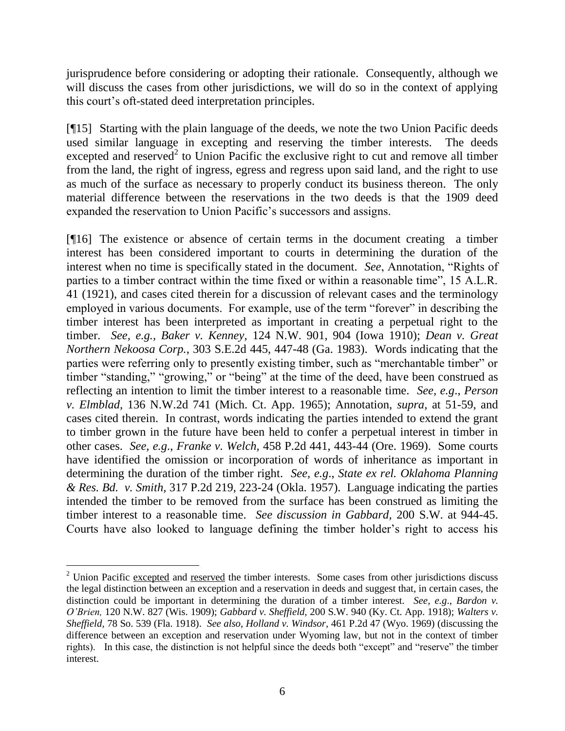jurisprudence before considering or adopting their rationale. Consequently, although we will discuss the cases from other jurisdictions, we will do so in the context of applying this court's oft-stated deed interpretation principles.

[¶15] Starting with the plain language of the deeds, we note the two Union Pacific deeds used similar language in excepting and reserving the timber interests. The deeds excepted and reserved[2] to Union Pacific the exclusive right to cut and remove all timber from the land, the right of ingress, egress and regress upon said land, and the right to use as much of the surface as necessary to properly conduct its business thereon. The only material difference between the reservations in the two deeds is that the 1909 deed expanded the reservation to Union Pacific's successors and assigns.

[¶16] The existence or absence of certain terms in the document creating a timber interest has been considered important to courts in determining the duration of the interest when no time is specifically stated in the document. *See*, Annotation, "Rights of parties to a timber contract within the time fixed or within a reasonable time", 15 A.L.R. 41 (1921), and cases cited therein for a discussion of relevant cases and the terminology employed in various documents. For example, use of the term "forever" in describing the timber interest has been interpreted as important in creating a perpetual right to the timber. *See, e.g., Baker v. Kenney,* 124 N.W. 901, 904 (Iowa 1910); *Dean v. Great Northern Nekoosa Corp.*, 303 S.E.2d 445, 447-48 (Ga. 1983). Words indicating that the parties were referring only to presently existing timber, such as "merchantable timber" or timber "standing," "growing," or "being" at the time of the deed, have been construed as reflecting an intention to limit the timber interest to a reasonable time. *See, e.g*., *Person v. Elmblad,* 136 N.W.2d 741 (Mich. Ct. App. 1965); Annotation, *supra*, at 51-59, and cases cited therein. In contrast, words indicating the parties intended to extend the grant to timber grown in the future have been held to confer a perpetual interest in timber in other cases. *See, e.g*., *Franke v. Welch,* 458 P.2d 441, 443-44 (Ore. 1969). Some courts have identified the omission or incorporation of words of inheritance as important in determining the duration of the timber right. *See, e.g*., *State ex rel. Oklahoma Planning & Res. Bd. v. Smith,* 317 P.2d 219, 223-24 (Okla. 1957). Language indicating the parties intended the timber to be removed from the surface has been construed as limiting the timber interest to a reasonable time. *See discussion in Gabbard*, 200 S.W. at 944-45. Courts have also looked to language defining the timber holder's right to access his

---

[2] Union Pacific excepted and reserved the timber interests. Some cases from other jurisdictions discuss the legal distinction between an exception and a reservation in deeds and suggest that, in certain cases, the distinction could be important in determining the duration of a timber interest. *See, e.g*., *Bardon v. O'Brien,* 120 N.W. 827 (Wis. 1909); *Gabbard v. Sheffield,* 200 S.W. 940 (Ky. Ct. App. 1918); *Walters v. Sheffield,* 78 So. 539 (Fla. 1918). *See also*, *Holland v. Windsor,* 461 P.2d 47 (Wyo. 1969) (discussing the difference between an exception and reservation under Wyoming law, but not in the context of timber rights). In this case, the distinction is not helpful since the deeds both "except" and "reserve" the timber interest.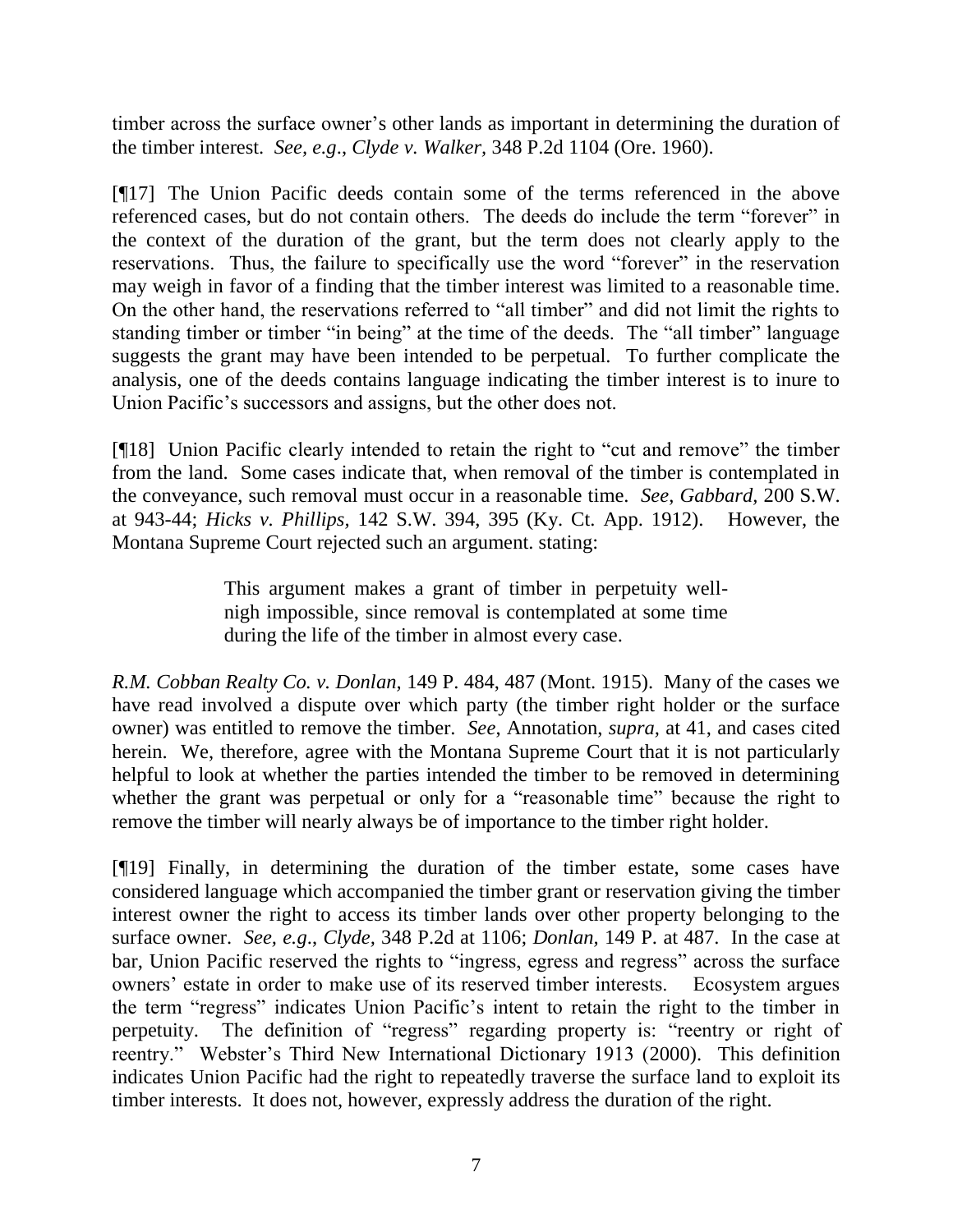timber across the surface owner's other lands as important in determining the duration of the timber interest. *See, e.g.*, *Clyde v. Walker,* 348 P.2d 1104 (Ore. 1960).

[¶17] The Union Pacific deeds contain some of the terms referenced in the above referenced cases, but do not contain others. The deeds do include the term "forever" in the context of the duration of the grant, but the term does not clearly apply to the reservations. Thus, the failure to specifically use the word "forever" in the reservation may weigh in favor of a finding that the timber interest was limited to a reasonable time. On the other hand, the reservations referred to "all timber" and did not limit the rights to standing timber or timber "in being" at the time of the deeds. The "all timber" language suggests the grant may have been intended to be perpetual. To further complicate the analysis, one of the deeds contains language indicating the timber interest is to inure to Union Pacific's successors and assigns, but the other does not.

[¶18] Union Pacific clearly intended to retain the right to "cut and remove" the timber from the land. Some cases indicate that, when removal of the timber is contemplated in the conveyance, such removal must occur in a reasonable time. *See, Gabbard,* 200 S.W. at 943-44; *Hicks v. Phillips,* 142 S.W. 394, 395 (Ky. Ct. App. 1912). However, the Montana Supreme Court rejected such an argument. stating:

> This argument makes a grant of timber in perpetuity well-nigh impossible, since removal is contemplated at some time during the life of the timber in almost every case.

*R.M. Cobban Realty Co. v. Donlan,* 149 P. 484, 487 (Mont. 1915). Many of the cases we have read involved a dispute over which party (the timber right holder or the surface owner) was entitled to remove the timber. *See*, Annotation, *supra,* at 41, and cases cited herein. We, therefore, agree with the Montana Supreme Court that it is not particularly helpful to look at whether the parties intended the timber to be removed in determining whether the grant was perpetual or only for a "reasonable time" because the right to remove the timber will nearly always be of importance to the timber right holder.

[¶19] Finally, in determining the duration of the timber estate, some cases have considered language which accompanied the timber grant or reservation giving the timber interest owner the right to access its timber lands over other property belonging to the surface owner. *See, e.g., Clyde,* 348 P.2d at 1106; *Donlan,* 149 P. at 487. In the case at bar, Union Pacific reserved the rights to "ingress, egress and regress" across the surface owners' estate in order to make use of its reserved timber interests. Ecosystem argues the term "regress" indicates Union Pacific's intent to retain the right to the timber in perpetuity. The definition of "regress" regarding property is: "reentry or right of reentry." Webster's Third New International Dictionary 1913 (2000). This definition indicates Union Pacific had the right to repeatedly traverse the surface land to exploit its timber interests. It does not, however, expressly address the duration of the right.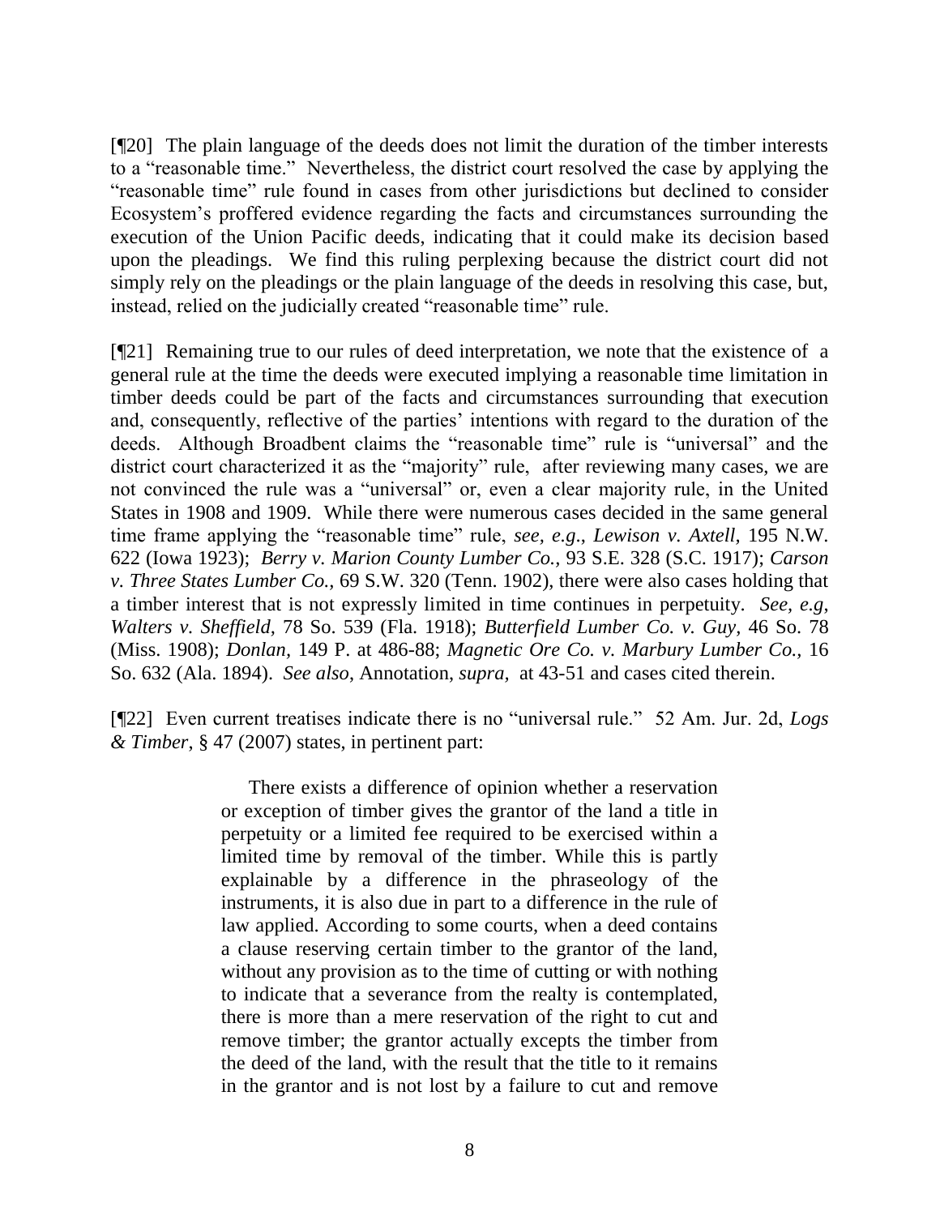[¶20] The plain language of the deeds does not limit the duration of the timber interests to a "reasonable time." Nevertheless, the district court resolved the case by applying the "reasonable time" rule found in cases from other jurisdictions but declined to consider Ecosystem's proffered evidence regarding the facts and circumstances surrounding the execution of the Union Pacific deeds, indicating that it could make its decision based upon the pleadings. We find this ruling perplexing because the district court did not simply rely on the pleadings or the plain language of the deeds in resolving this case, but, instead, relied on the judicially created "reasonable time" rule.

[¶21] Remaining true to our rules of deed interpretation, we note that the existence of a general rule at the time the deeds were executed implying a reasonable time limitation in timber deeds could be part of the facts and circumstances surrounding that execution and, consequently, reflective of the parties' intentions with regard to the duration of the deeds. Although Broadbent claims the "reasonable time" rule is "universal" and the district court characterized it as the "majority" rule, after reviewing many cases, we are not convinced the rule was a "universal" or, even a clear majority rule, in the United States in 1908 and 1909. While there were numerous cases decided in the same general time frame applying the "reasonable time" rule, *see, e.g.*, *Lewison v. Axtell,* 195 N.W. 622 (Iowa 1923); *Berry v. Marion County Lumber Co.*, 93 S.E. 328 (S.C. 1917); *Carson v. Three States Lumber Co.*, 69 S.W. 320 (Tenn. 1902), there were also cases holding that a timber interest that is not expressly limited in time continues in perpetuity. *See, e.g*, *Walters v. Sheffield,* 78 So. 539 (Fla. 1918); *Butterfield Lumber Co. v. Guy*, 46 So. 78 (Miss. 1908); *Donlan,* 149 P. at 486-88; *Magnetic Ore Co. v. Marbury Lumber Co.,* 16 So. 632 (Ala. 1894). *See also*, Annotation, *supra,* at 43-51 and cases cited therein.

[¶22] Even current treatises indicate there is no "universal rule." 52 Am. Jur. 2d, *Logs & Timber*, § 47 (2007) states, in pertinent part:

> There exists a difference of opinion whether a reservation or exception of timber gives the grantor of the land a title in perpetuity or a limited fee required to be exercised within a limited time by removal of the timber. While this is partly explainable by a difference in the phraseology of the instruments, it is also due in part to a difference in the rule of law applied. According to some courts, when a deed contains a clause reserving certain timber to the grantor of the land, without any provision as to the time of cutting or with nothing to indicate that a severance from the realty is contemplated, there is more than a mere reservation of the right to cut and remove timber; the grantor actually excepts the timber from the deed of the land, with the result that the title to it remains in the grantor and is not lost by a failure to cut and remove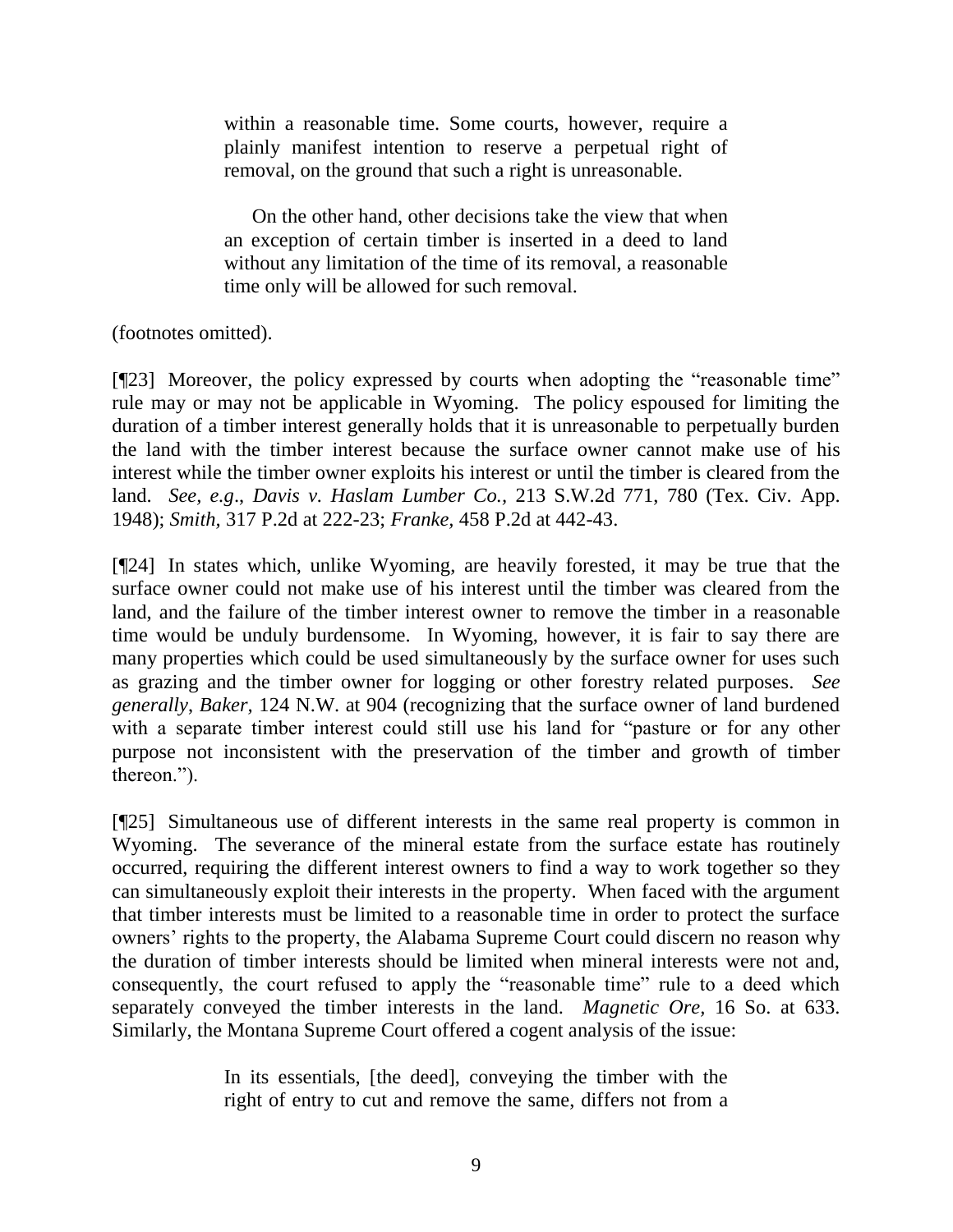> within a reasonable time. Some courts, however, require a plainly manifest intention to reserve a perpetual right of removal, on the ground that such a right is unreasonable.
>
> On the other hand, other decisions take the view that when an exception of certain timber is inserted in a deed to land without any limitation of the time of its removal, a reasonable time only will be allowed for such removal.

(footnotes omitted).

[¶23] Moreover, the policy expressed by courts when adopting the "reasonable time" rule may or may not be applicable in Wyoming. The policy espoused for limiting the duration of a timber interest generally holds that it is unreasonable to perpetually burden the land with the timber interest because the surface owner cannot make use of his interest while the timber owner exploits his interest or until the timber is cleared from the land. *See*, *e.g*., *Davis v. Haslam Lumber Co.*, 213 S.W.2d 771, 780 (Tex. Civ. App. 1948); *Smith*, 317 P.2d at 222-23; *Franke,* 458 P.2d at 442-43.

[¶24] In states which, unlike Wyoming, are heavily forested, it may be true that the surface owner could not make use of his interest until the timber was cleared from the land, and the failure of the timber interest owner to remove the timber in a reasonable time would be unduly burdensome. In Wyoming, however, it is fair to say there are many properties which could be used simultaneously by the surface owner for uses such as grazing and the timber owner for logging or other forestry related purposes. *See generally*, *Baker,* 124 N.W. at 904 (recognizing that the surface owner of land burdened with a separate timber interest could still use his land for "pasture or for any other purpose not inconsistent with the preservation of the timber and growth of timber thereon.").

[¶25] Simultaneous use of different interests in the same real property is common in Wyoming. The severance of the mineral estate from the surface estate has routinely occurred, requiring the different interest owners to find a way to work together so they can simultaneously exploit their interests in the property. When faced with the argument that timber interests must be limited to a reasonable time in order to protect the surface owners' rights to the property, the Alabama Supreme Court could discern no reason why the duration of timber interests should be limited when mineral interests were not and, consequently, the court refused to apply the "reasonable time" rule to a deed which separately conveyed the timber interests in the land. *Magnetic Ore,* 16 So. at 633. Similarly, the Montana Supreme Court offered a cogent analysis of the issue:

> In its essentials, [the deed], conveying the timber with the right of entry to cut and remove the same, differs not from a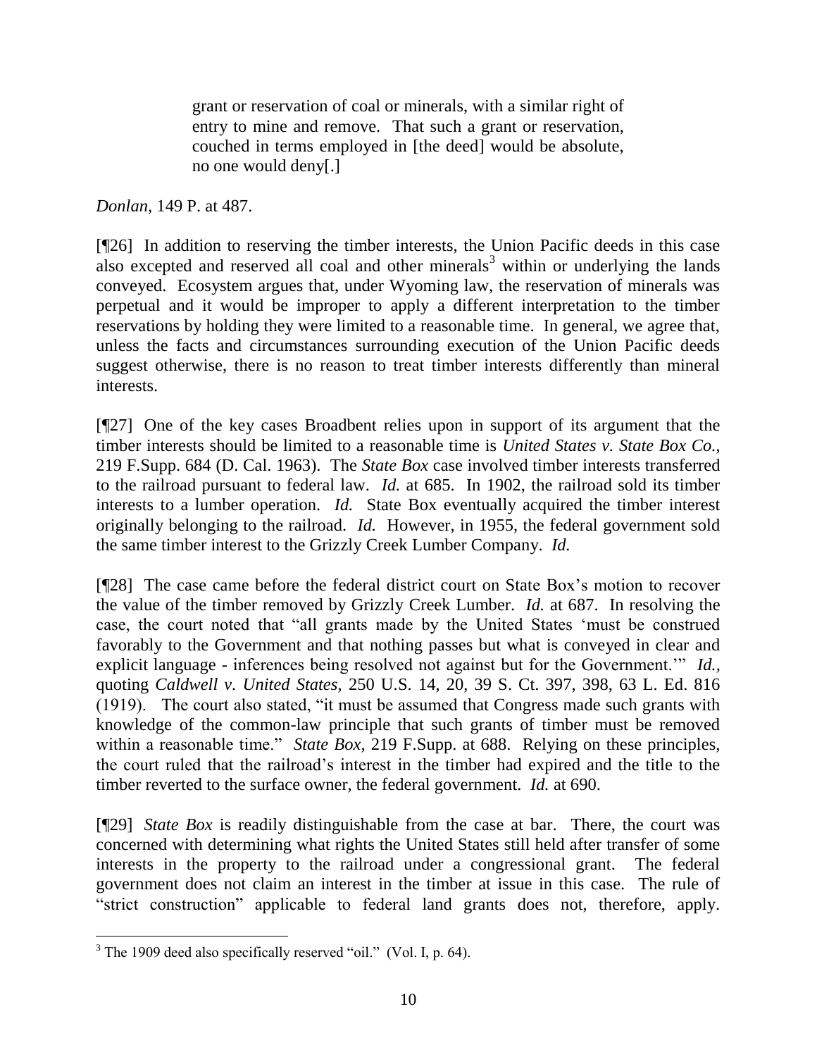> grant or reservation of coal or minerals, with a similar right of entry to mine and remove. That such a grant or reservation, couched in terms employed in [the deed] would be absolute, no one would deny[.]

*Donlan,* 149 P. at 487.

[¶26] In addition to reserving the timber interests, the Union Pacific deeds in this case also excepted and reserved all coal and other minerals[3] within or underlying the lands conveyed. Ecosystem argues that, under Wyoming law, the reservation of minerals was perpetual and it would be improper to apply a different interpretation to the timber reservations by holding they were limited to a reasonable time. In general, we agree that, unless the facts and circumstances surrounding execution of the Union Pacific deeds suggest otherwise, there is no reason to treat timber interests differently than mineral interests.

[¶27] One of the key cases Broadbent relies upon in support of its argument that the timber interests should be limited to a reasonable time is *United States v. State Box Co.,* 219 F.Supp. 684 (D. Cal. 1963). The *State Box* case involved timber interests transferred to the railroad pursuant to federal law. *Id.* at 685. In 1902, the railroad sold its timber interests to a lumber operation. *Id.* State Box eventually acquired the timber interest originally belonging to the railroad. *Id.* However, in 1955, the federal government sold the same timber interest to the Grizzly Creek Lumber Company. *Id.*

[¶28] The case came before the federal district court on State Box's motion to recover the value of the timber removed by Grizzly Creek Lumber. *Id.* at 687. In resolving the case, the court noted that "all grants made by the United States 'must be construed favorably to the Government and that nothing passes but what is conveyed in clear and explicit language - inferences being resolved not against but for the Government.'" *Id.,* quoting *Caldwell v. United States,* 250 U.S. 14, 20, 39 S. Ct. 397, 398, 63 L. Ed. 816 (1919). The court also stated, "it must be assumed that Congress made such grants with knowledge of the common-law principle that such grants of timber must be removed within a reasonable time." *State Box,* 219 F.Supp. at 688. Relying on these principles, the court ruled that the railroad's interest in the timber had expired and the title to the timber reverted to the surface owner, the federal government. *Id.* at 690.

[¶29] *State Box* is readily distinguishable from the case at bar. There, the court was concerned with determining what rights the United States still held after transfer of some interests in the property to the railroad under a congressional grant. The federal government does not claim an interest in the timber at issue in this case. The rule of "strict construction" applicable to federal land grants does not, therefore, apply.

---

[3] The 1909 deed also specifically reserved "oil." (Vol. I, p. 64).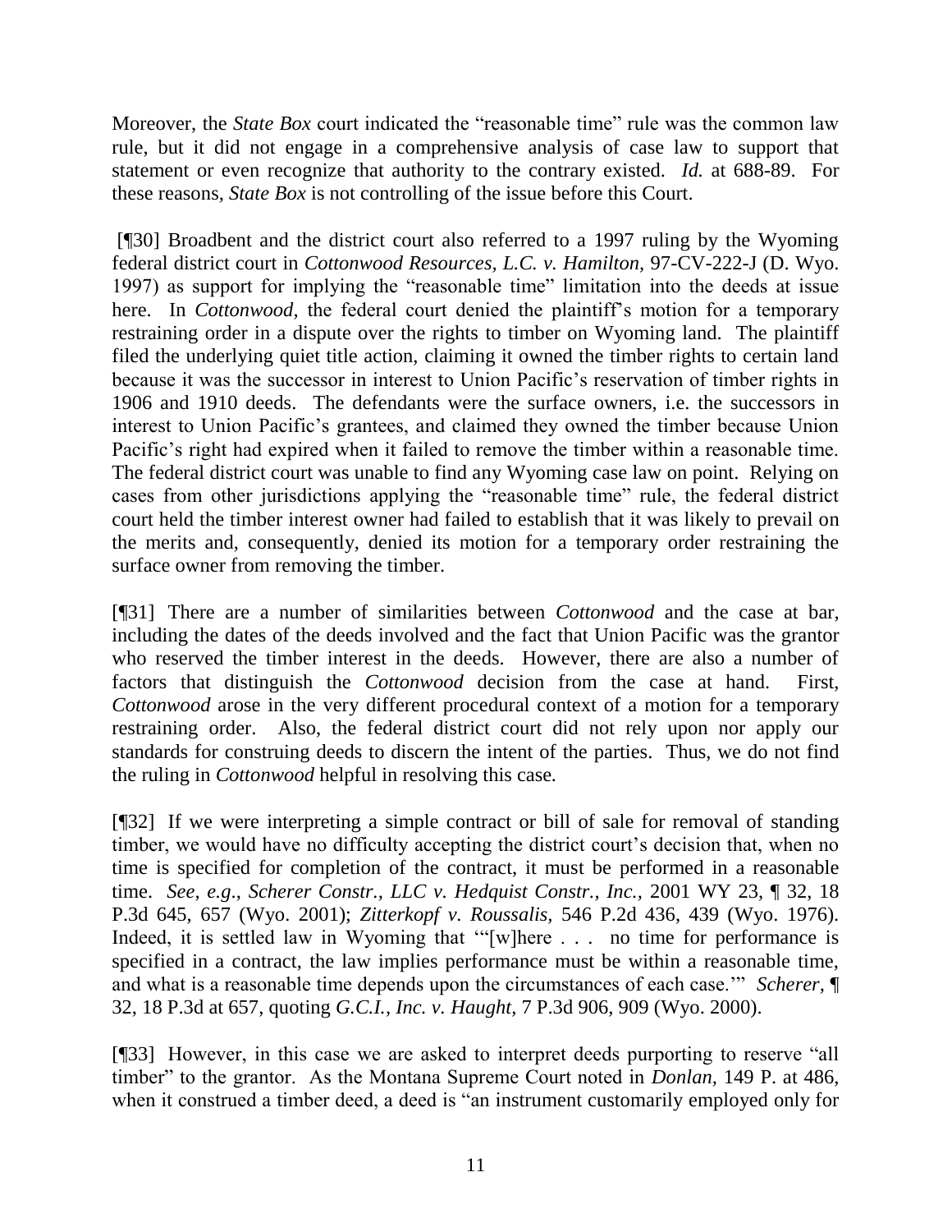Moreover, the *State Box* court indicated the "reasonable time" rule was the common law rule, but it did not engage in a comprehensive analysis of case law to support that statement or even recognize that authority to the contrary existed. *Id.* at 688-89. For these reasons, *State Box* is not controlling of the issue before this Court.

[¶30] Broadbent and the district court also referred to a 1997 ruling by the Wyoming federal district court in *Cottonwood Resources, L.C. v. Hamilton,* 97-CV-222-J (D. Wyo. 1997) as support for implying the "reasonable time" limitation into the deeds at issue here. In *Cottonwood*, the federal court denied the plaintiff's motion for a temporary restraining order in a dispute over the rights to timber on Wyoming land. The plaintiff filed the underlying quiet title action, claiming it owned the timber rights to certain land because it was the successor in interest to Union Pacific's reservation of timber rights in 1906 and 1910 deeds. The defendants were the surface owners, i.e. the successors in interest to Union Pacific's grantees, and claimed they owned the timber because Union Pacific's right had expired when it failed to remove the timber within a reasonable time. The federal district court was unable to find any Wyoming case law on point. Relying on cases from other jurisdictions applying the "reasonable time" rule, the federal district court held the timber interest owner had failed to establish that it was likely to prevail on the merits and, consequently, denied its motion for a temporary order restraining the surface owner from removing the timber.

[¶31] There are a number of similarities between *Cottonwood* and the case at bar, including the dates of the deeds involved and the fact that Union Pacific was the grantor who reserved the timber interest in the deeds. However, there are also a number of factors that distinguish the *Cottonwood* decision from the case at hand. First, *Cottonwood* arose in the very different procedural context of a motion for a temporary restraining order. Also, the federal district court did not rely upon nor apply our standards for construing deeds to discern the intent of the parties. Thus, we do not find the ruling in *Cottonwood* helpful in resolving this case.

[¶32] If we were interpreting a simple contract or bill of sale for removal of standing timber, we would have no difficulty accepting the district court's decision that, when no time is specified for completion of the contract, it must be performed in a reasonable time. *See, e.g., Scherer Constr., LLC v. Hedquist Constr., Inc.*, 2001 WY 23, ¶ 32, 18 P.3d 645, 657 (Wyo. 2001); *Zitterkopf v. Roussalis*, 546 P.2d 436, 439 (Wyo. 1976). Indeed, it is settled law in Wyoming that '"[w]here . . . no time for performance is specified in a contract, the law implies performance must be within a reasonable time, and what is a reasonable time depends upon the circumstances of each case.'" *Scherer*, ¶ 32, 18 P.3d at 657, quoting *G.C.I., Inc. v. Haught*, 7 P.3d 906, 909 (Wyo. 2000).

[¶33] However, in this case we are asked to interpret deeds purporting to reserve "all timber" to the grantor. As the Montana Supreme Court noted in *Donlan*, 149 P. at 486, when it construed a timber deed, a deed is "an instrument customarily employed only for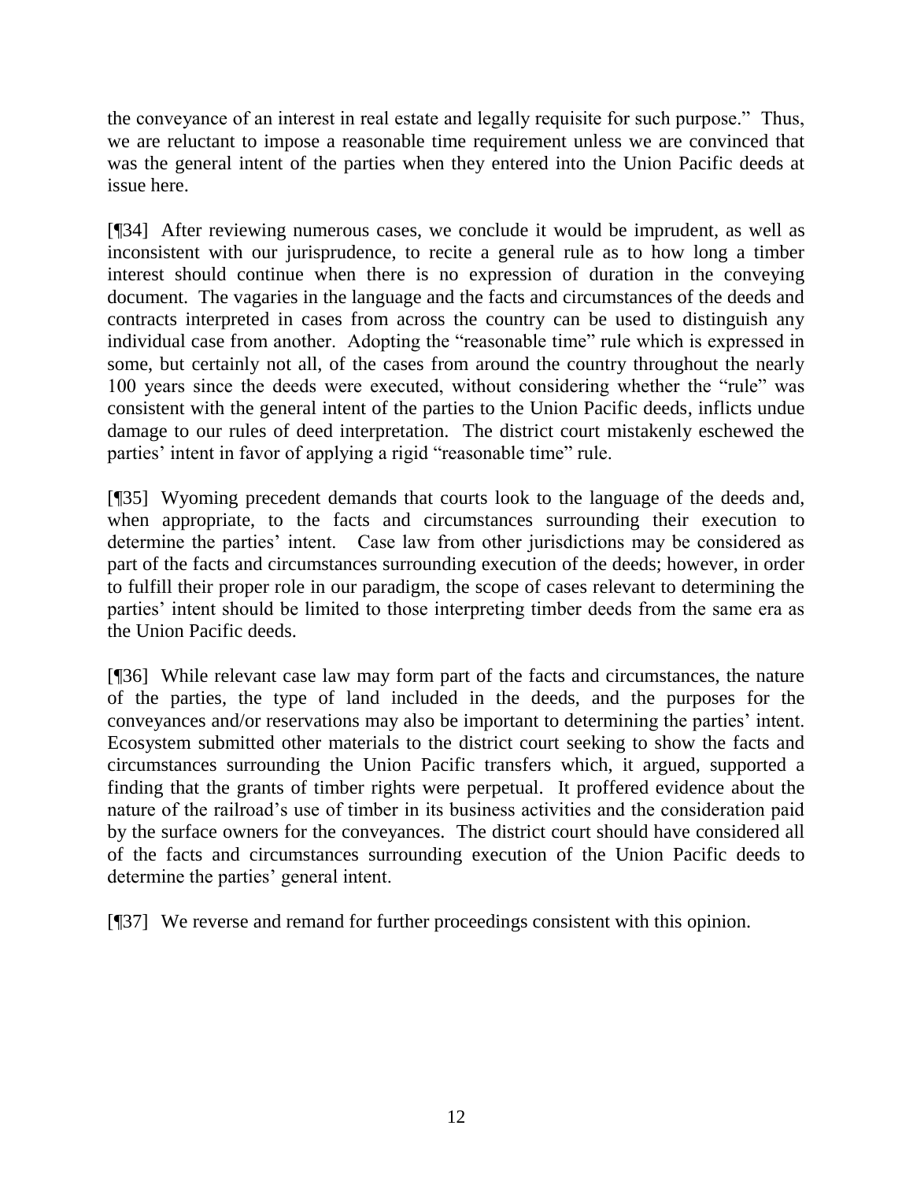the conveyance of an interest in real estate and legally requisite for such purpose." Thus, we are reluctant to impose a reasonable time requirement unless we are convinced that was the general intent of the parties when they entered into the Union Pacific deeds at issue here.

[¶34] After reviewing numerous cases, we conclude it would be imprudent, as well as inconsistent with our jurisprudence, to recite a general rule as to how long a timber interest should continue when there is no expression of duration in the conveying document. The vagaries in the language and the facts and circumstances of the deeds and contracts interpreted in cases from across the country can be used to distinguish any individual case from another. Adopting the "reasonable time" rule which is expressed in some, but certainly not all, of the cases from around the country throughout the nearly 100 years since the deeds were executed, without considering whether the "rule" was consistent with the general intent of the parties to the Union Pacific deeds, inflicts undue damage to our rules of deed interpretation. The district court mistakenly eschewed the parties' intent in favor of applying a rigid "reasonable time" rule.

[¶35] Wyoming precedent demands that courts look to the language of the deeds and, when appropriate, to the facts and circumstances surrounding their execution to determine the parties' intent. Case law from other jurisdictions may be considered as part of the facts and circumstances surrounding execution of the deeds; however, in order to fulfill their proper role in our paradigm, the scope of cases relevant to determining the parties' intent should be limited to those interpreting timber deeds from the same era as the Union Pacific deeds.

[¶36] While relevant case law may form part of the facts and circumstances, the nature of the parties, the type of land included in the deeds, and the purposes for the conveyances and/or reservations may also be important to determining the parties' intent. Ecosystem submitted other materials to the district court seeking to show the facts and circumstances surrounding the Union Pacific transfers which, it argued, supported a finding that the grants of timber rights were perpetual. It proffered evidence about the nature of the railroad's use of timber in its business activities and the consideration paid by the surface owners for the conveyances. The district court should have considered all of the facts and circumstances surrounding execution of the Union Pacific deeds to determine the parties' general intent.

[¶37] We reverse and remand for further proceedings consistent with this opinion.